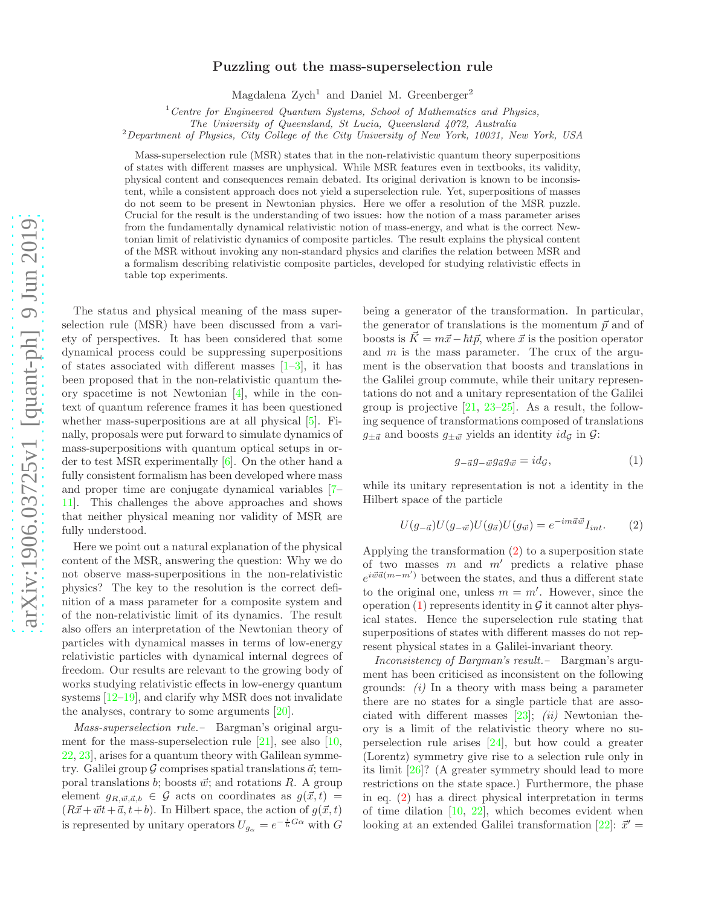# Puzzling out the mass-superselection rule

Magdalena Zych[1] and Daniel M. Greenberger[2]

[1] *Centre for Engineered Quantum Systems, School of Mathematics and Physics, The University of Queensland, St Lucia, Queensland 4072, Australia*

[2] *Department of Physics, City College of the City University of New York, 10031, New York, USA*

Mass-superselection rule (MSR) states that in the non-relativistic quantum theory superpositions of states with different masses are unphysical. While MSR features even in textbooks, its validity, physical content and consequences remain debated. Its original derivation is known to be inconsistent, while a consistent approach does not yield a superselection rule. Yet, superpositions of masses do not seem to be present in Newtonian physics. Here we offer a resolution of the MSR puzzle. Crucial for the result is the understanding of two issues: how the notion of a mass parameter arises from the fundamentally dynamical relativistic notion of mass-energy, and what is the correct Newtonian limit of relativistic dynamics of composite particles. The result explains the physical content of the MSR without invoking any non-standard physics and clarifies the relation between MSR and a formalism describing relativistic composite particles, developed for studying relativistic effects in table top experiments.

The status and physical meaning of the mass superselection rule (MSR) have been discussed from a variety of perspectives. It has been considered that some dynamical process could be suppressing superpositions of states associated with different masses [1–3], it has been proposed that in the non-relativistic quantum theory spacetime is not Newtonian [4], while in the context of quantum reference frames it has been questioned whether mass-superpositions are at all physical [5]. Finally, proposals were put forward to simulate dynamics of mass-superpositions with quantum optical setups in order to test MSR experimentally [6]. On the other hand a fully consistent formalism has been developed where mass and proper time are conjugate dynamical variables [7–11]. This challenges the above approaches and shows that neither physical meaning nor validity of MSR are fully understood.

Here we point out a natural explanation of the physical content of the MSR, answering the question: Why we do not observe mass-superpositions in the non-relativistic physics? The key to the resolution is the correct definition of a mass parameter for a composite system and of the non-relativistic limit of its dynamics. The result also offers an interpretation of the Newtonian theory of particles with dynamical masses in terms of low-energy relativistic particles with dynamical internal degrees of freedom. Our results are relevant to the growing body of works studying relativistic effects in low-energy quantum systems [12–19], and clarify why MSR does not invalidate the analyses, contrary to some arguments [20].

*Mass-superselection rule.–* Bargman's original argument for the mass-superselection rule [21], see also [10, 22, 23], arises for a quantum theory with Galilean symmetry. Galilei group $\mathcal{G}$ comprises spatial translations $\vec{a}$; temporal translations $b$; boosts $\vec{w}$; and rotations $R$. A group element $g_{R,\vec{w},\vec{a},b} \in \mathcal{G}$ acts on coordinates as $g(\vec{x}, t) = (R\vec{x} + \vec{w}t + \vec{a}, t + b)$. In Hilbert space, the action of $g(\vec{x}, t)$ is represented by unitary operators $U_{g_\alpha} = e^{-\frac{i}{\hbar}G\alpha}$ with $G$ being a generator of the transformation. In particular, the generator of translations is the momentum $\vec{p}$ and of boosts is $\vec{K} = m\vec{x} - \hbar t\vec{p}$, where $\vec{x}$ is the position operator and $m$ is the mass parameter. The crux of the argument is the observation that boosts and translations in the Galilei group commute, while their unitary representations do not and a unitary representation of the Galilei group is projective [21, 23–25]. As a result, the following sequence of transformations composed of translations $g_{\pm\vec{a}}$ and boosts $g_{\pm\vec{w}}$ yields an identity $id_{\mathcal{G}}$ in $\mathcal{G}$:

$$g_{-\vec{a}}g_{-\vec{w}}g_{\vec{a}}g_{\vec{w}} = id_{\mathcal{G}}, \tag{1}$$

while its unitary representation is not a identity in the Hilbert space of the particle

$$U(g_{-\vec{a}})U(g_{-\vec{w}})U(g_{\vec{a}})U(g_{\vec{w}}) = e^{-im\vec{a}\vec{w}}I_{int}. \tag{2}$$

Applying the transformation (2) to a superposition state of two masses $m$ and $m'$ predicts a relative phase $e^{i\vec{w}\vec{a}(m-m')}$ between the states, and thus a different state to the original one, unless $m = m'$. However, since the operation (1) represents identity in $\mathcal{G}$ it cannot alter physical states. Hence the superselection rule stating that superpositions of states with different masses do not represent physical states in a Galilei-invariant theory.

*Inconsistency of Bargman's result.–* Bargman's argument has been criticised as inconsistent on the following grounds: *(i)* In a theory with mass being a parameter there are no states for a single particle that are associated with different masses [23]; *(ii)* Newtonian theory is a limit of the relativistic theory where no superselection rule arises [24], but how could a greater (Lorentz) symmetry give rise to a selection rule only in its limit [26]? (A greater symmetry should lead to more restrictions on the state space.) Furthermore, the phase in eq. (2) has a direct physical interpretation in terms of time dilation [10, 22], which becomes evident when looking at an extended Galilei transformation [22]: $\vec{x}' =$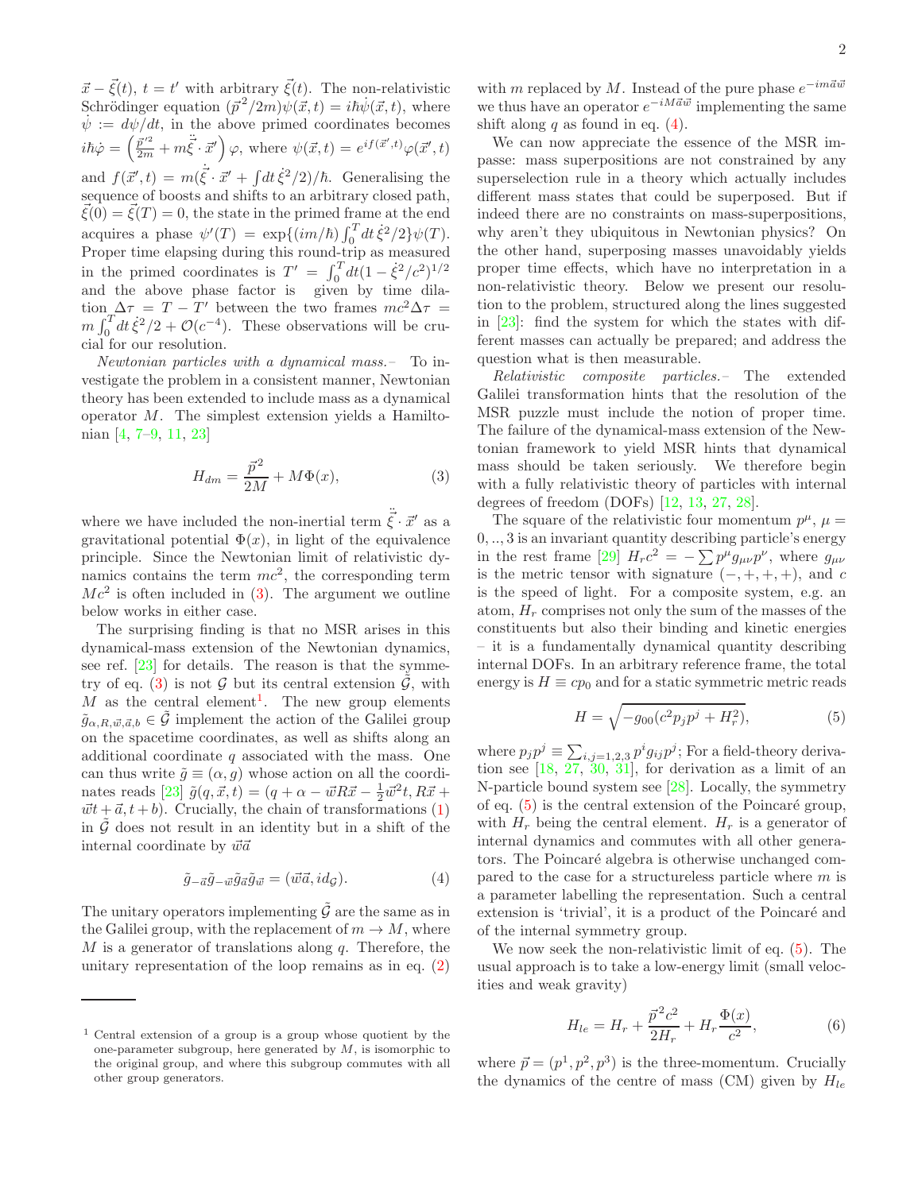$\vec{x} - \vec{\xi}(t)$, $t = t'$ with arbitrary $\vec{\xi}(t)$. The non-relativistic Schrödinger equation $(\vec{p}^2/2m)\psi(\vec{x},t) = i\hbar\dot{\psi}(\vec{x},t)$, where $\dot{\psi} := d\psi/dt$, in the above primed coordinates becomes $i\hbar\dot{\varphi} = \left(\frac{\vec{p}'^2}{2m} + m\ddot{\vec{\xi}}\cdot\vec{x}'\right)\varphi$, where $\psi(\vec{x},t) = e^{if(\vec{x}',t)}\varphi(\vec{x}',t)$ and $f(\vec{x}',t) = m(\dot{\vec{\xi}}\cdot\vec{x}' + \int dt\,\dot{\xi}^2/2)/\hbar$. Generalising the sequence of boosts and shifts to an arbitrary closed path, $\vec{\xi}(0) = \vec{\xi}(T) = 0$, the state in the primed frame at the end acquires a phase $\psi'(T) = \exp\{(im/\hbar)\int_0^T dt\,\dot{\xi}^2/2\}\psi(T)$. Proper time elapsing during this round-trip as measured in the primed coordinates is $T' = \int_0^T dt(1 - \dot{\xi}^2/c^2)^{1/2}$ and the above phase factor is given by time dilation $\Delta\tau = T - T'$ between the two frames $mc^2\Delta\tau = m\int_0^T dt\,\dot{\xi}^2/2 + \mathcal{O}(c^{-4})$. These observations will be crucial for our resolution.

*Newtonian particles with a dynamical mass.–* To investigate the problem in a consistent manner, Newtonian theory has been extended to include mass as a dynamical operator $M$. The simplest extension yields a Hamiltonian [4, 7–9, 11, 23]

$$H_{dm} = \frac{\vec{p}^2}{2M} + M\Phi(x), \tag{3}$$

where we have included the non-inertial term $\ddot{\vec{\xi}}\cdot\vec{x}'$ as a gravitational potential $\Phi(x)$, in light of the equivalence principle. Since the Newtonian limit of relativistic dynamics contains the term $mc^2$, the corresponding term $Mc^2$ is often included in (3). The argument we outline below works in either case.

The surprising finding is that no MSR arises in this dynamical-mass extension of the Newtonian dynamics, see ref. [23] for details. The reason is that the symmetry of eq. (3) is not $\mathcal{G}$ but its central extension $\tilde{\mathcal{G}}$, with $M$ as the central element[1]. The new group elements $\tilde{g}_{\alpha,R,\vec{w},\vec{a},b} \in \tilde{\mathcal{G}}$ implement the action of the Galilei group on the spacetime coordinates, as well as shifts along an additional coordinate $q$ associated with the mass. One can thus write $\tilde{g} \equiv (\alpha, g)$ whose action on all the coordinates reads [23] $\tilde{g}(q,\vec{x},t) = (q + \alpha - \vec{w}R\vec{x} - \frac{1}{2}\vec{w}^2 t, R\vec{x} + \vec{w}t + \vec{a}, t + b)$. Crucially, the chain of transformations (1) in $\tilde{\mathcal{G}}$ does not result in an identity but in a shift of the internal coordinate by $\vec{w}\vec{a}$

$$\tilde{g}_{-\vec{a}}\tilde{g}_{-\vec{w}}\tilde{g}_{\vec{a}}\tilde{g}_{\vec{w}} = (\vec{w}\vec{a}, id_{\mathcal{G}}). \tag{4}$$

The unitary operators implementing $\tilde{\mathcal{G}}$ are the same as in the Galilei group, with the replacement of $m \to M$, where $M$ is a generator of translations along $q$. Therefore, the unitary representation of the loop remains as in eq. (2) with $m$ replaced by $M$. Instead of the pure phase $e^{-im\vec{a}\vec{w}}$ we thus have an operator $e^{-iM\vec{a}\vec{w}}$ implementing the same shift along $q$ as found in eq. (4).

We can now appreciate the essence of the MSR impasse: mass superpositions are not constrained by any superselection rule in a theory which actually includes different mass states that could be superposed. But if indeed there are no constraints on mass-superpositions, why aren't they ubiquitous in Newtonian physics? On the other hand, superposing masses unavoidably yields proper time effects, which have no interpretation in a non-relativistic theory. Below we present our resolution to the problem, structured along the lines suggested in [23]: find the system for which the states with different masses can actually be prepared; and address the question what is then measurable.

*Relativistic composite particles.–* The extended Galilei transformation hints that the resolution of the MSR puzzle must include the notion of proper time. The failure of the dynamical-mass extension of the Newtonian framework to yield MSR hints that dynamical mass should be taken seriously. We therefore begin with a fully relativistic theory of particles with internal degrees of freedom (DOFs) [12, 13, 27, 28].

The square of the relativistic four momentum $p^\mu$, $\mu = 0,..,3$ is an invariant quantity describing particle's energy in the rest frame [29] $H_r c^2 = -\sum p^\mu g_{\mu\nu} p^\nu$, where $g_{\mu\nu}$ is the metric tensor with signature $(-,+,+,+)$, and $c$ is the speed of light. For a composite system, e.g. an atom, $H_r$ comprises not only the sum of the masses of the constituents but also their binding and kinetic energies – it is a fundamentally dynamical quantity describing internal DOFs. In an arbitrary reference frame, the total energy is $H \equiv cp_0$ and for a static symmetric metric reads

$$H = \sqrt{-g_{00}(c^2 p_j p^j + H_r^2)}, \tag{5}$$

where $p_j p^j \equiv \sum_{i,j=1,2,3} p^i g_{ij} p^j$; For a field-theory derivation see [18, 27, 30, 31], for derivation as a limit of an N-particle bound system see [28]. Locally, the symmetry of eq. (5) is the central extension of the Poincaré group, with $H_r$ being the central element. $H_r$ is a generator of internal dynamics and commutes with all other generators. The Poincaré algebra is otherwise unchanged compared to the case for a structureless particle where $m$ is a parameter labelling the representation. Such a central extension is 'trivial', it is a product of the Poincaré and of the internal symmetry group.

We now seek the non-relativistic limit of eq. (5). The usual approach is to take a low-energy limit (small velocities and weak gravity)

$$H_{le} = H_r + \frac{\vec{p}^2 c^2}{2H_r} + H_r \frac{\Phi(x)}{c^2}, \tag{6}$$

where $\vec{p} = (p^1, p^2, p^3)$ is the three-momentum. Crucially the dynamics of the centre of mass (CM) given by $H_{le}$

---

[1] Central extension of a group is a group whose quotient by the one-parameter subgroup, here generated by $M$, is isomorphic to the original group, and where this subgroup commutes with all other group generators.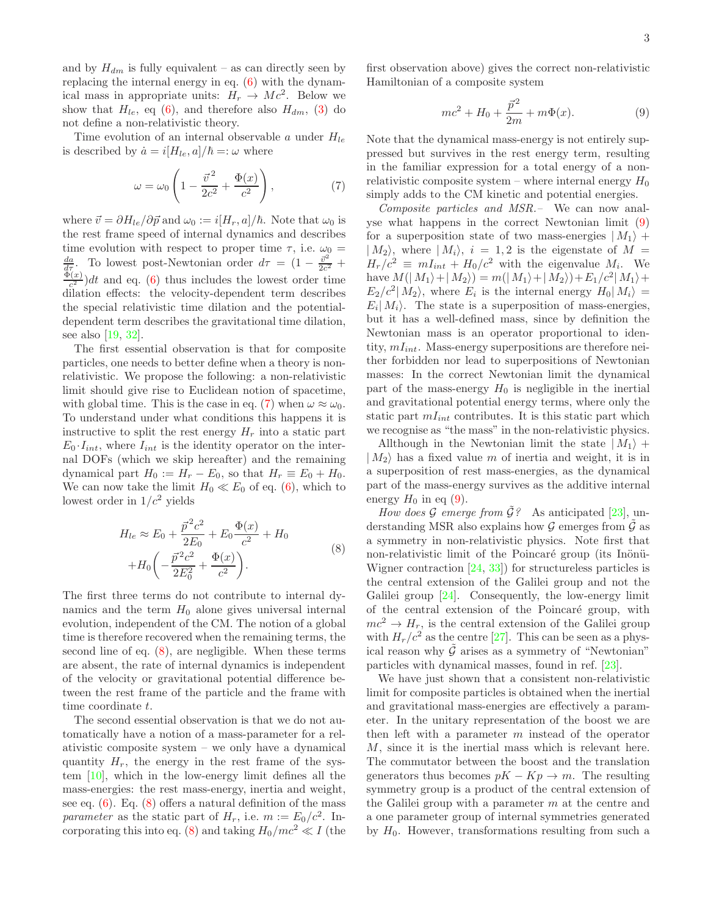and by $H_{dm}$ is fully equivalent – as can directly seen by replacing the internal energy in eq. (6) with the dynamical mass in appropriate units: $H_r \to Mc^2$. Below we show that $H_{le}$, eq (6), and therefore also $H_{dm}$, (3) do not define a non-relativistic theory.

Time evolution of an internal observable $a$ under $H_{le}$ is described by $\dot{a} = i[H_{le}, a]/\hbar =: \omega$ where

$$\omega = \omega_0 \left(1 - \frac{\vec{v}^{\,2}}{2c^2} + \frac{\Phi(x)}{c^2}\right), \tag{7}$$

where $\vec{v} = \partial H_{le}/\partial \vec{p}$ and $\omega_0 := i[H_r, a]/\hbar$. Note that $\omega_0$ is the rest frame speed of internal dynamics and describes time evolution with respect to proper time $\tau$, i.e. $\omega_0 = \frac{da}{d\tau}$. To lowest post-Newtonian order $d\tau = (1 - \frac{\vec{v}^2}{2c^2} + \frac{\Phi(x)}{c^2})dt$ and eq. (6) thus includes the lowest order time dilation effects: the velocity-dependent term describes the special relativistic time dilation and the potential-dependent term describes the gravitational time dilation, see also [19, 32].

The first essential observation is that for composite particles, one needs to better define when a theory is non-relativistic. We propose the following: a non-relativistic limit should give rise to Euclidean notion of spacetime, with global time. This is the case in eq. (7) when $\omega \approx \omega_0$. To understand under what conditions this happens it is instructive to split the rest energy $H_r$ into a static part $E_0 \cdot I_{int}$, where $I_{int}$ is the identity operator on the internal DOFs (which we skip hereafter) and the remaining dynamical part $H_0 := H_r - E_0$, so that $H_r \equiv E_0 + H_0$. We can now take the limit $H_0 \ll E_0$ of eq. (6), which to lowest order in $1/c^2$ yields

$$\begin{aligned} H_{le} &\approx E_0 + \frac{\vec{p}^{\,2}c^2}{2E_0} + E_0\frac{\Phi(x)}{c^2} + H_0 \\ &+ H_0\left(-\frac{\vec{p}^{\,2}c^2}{2E_0^2} + \frac{\Phi(x)}{c^2}\right). \end{aligned} \tag{8}$$

The first three terms do not contribute to internal dynamics and the term $H_0$ alone gives universal internal evolution, independent of the CM. The notion of a global time is therefore recovered when the remaining terms, the second line of eq. (8), are negligible. When these terms are absent, the rate of internal dynamics is independent of the velocity or gravitational potential difference between the rest frame of the particle and the frame with time coordinate $t$.

The second essential observation is that we do not automatically have a notion of a mass-parameter for a relativistic composite system – we only have a dynamical quantity $H_r$, the energy in the rest frame of the system [10], which in the low-energy limit defines all the mass-energies: the rest mass-energy, inertia and weight, see eq. (6). Eq. (8) offers a natural definition of the mass *parameter* as the static part of $H_r$, i.e. $m := E_0/c^2$. Incorporating this into eq. (8) and taking $H_0/mc^2 \ll I$ (the first observation above) gives the correct non-relativistic Hamiltonian of a composite system

$$mc^2 + H_0 + \frac{\vec{p}^{\,2}}{2m} + m\Phi(x). \tag{9}$$

Note that the dynamical mass-energy is not entirely suppressed but survives in the rest energy term, resulting in the familiar expression for a total energy of a non-relativistic composite system – where internal energy $H_0$ simply adds to the CM kinetic and potential energies.

*Composite particles and MSR.–* We can now analyse what happens in the correct Newtonian limit (9) for a superposition state of two mass-energies $|M_1\rangle + |M_2\rangle$, where $|M_i\rangle$, $i = 1, 2$ is the eigenstate of $M = H_r/c^2 \equiv mI_{int} + H_0/c^2$ with the eigenvalue $M_i$. We have $M(|M_1\rangle + |M_2\rangle) = m(|M_1\rangle + |M_2\rangle) + E_1/c^2|M_1\rangle + E_2/c^2|M_2\rangle$, where $E_i$ is the internal energy $H_0|M_i\rangle = E_i|M_i\rangle$. The state is a superposition of mass-energies, but it has a well-defined mass, since by definition the Newtonian mass is an operator proportional to identity, $mI_{int}$. Mass-energy superpositions are therefore neither forbidden nor lead to superpositions of Newtonian masses: In the correct Newtonian limit the dynamical part of the mass-energy $H_0$ is negligible in the inertial and gravitational potential energy terms, where only the static part $mI_{int}$ contributes. It is this static part which we recognise as "the mass" in the non-relativistic physics.

Allthough in the Newtonian limit the state $|M_1\rangle + |M_2\rangle$ has a fixed value $m$ of inertia and weight, it is in a superposition of rest mass-energies, as the dynamical part of the mass-energy survives as the additive internal energy $H_0$ in eq (9).

*How does $\mathcal{G}$ emerge from $\tilde{\mathcal{G}}$?* As anticipated [23], understanding MSR also explains how $\mathcal{G}$ emerges from $\tilde{\mathcal{G}}$ as a symmetry in non-relativistic physics. Note first that non-relativistic limit of the Poincaré group (its Inönü-Wigner contraction [24, 33]) for structureless particles is the central extension of the Galilei group and not the Galilei group [24]. Consequently, the low-energy limit of the central extension of the Poincaré group, with $mc^2 \to H_r$, is the central extension of the Galilei group with $H_r/c^2$ as the centre [27]. This can be seen as a physical reason why $\tilde{\mathcal{G}}$ arises as a symmetry of "Newtonian" particles with dynamical masses, found in ref. [23].

We have just shown that a consistent non-relativistic limit for composite particles is obtained when the inertial and gravitational mass-energies are effectively a parameter. In the unitary representation of the boost we are then left with a parameter $m$ instead of the operator $M$, since it is the inertial mass which is relevant here. The commutator between the boost and the translation generators thus becomes $pK - Kp \to m$. The resulting symmetry group is a product of the central extension of the Galilei group with a parameter $m$ at the centre and a one parameter group of internal symmetries generated by $H_0$. However, transformations resulting from such a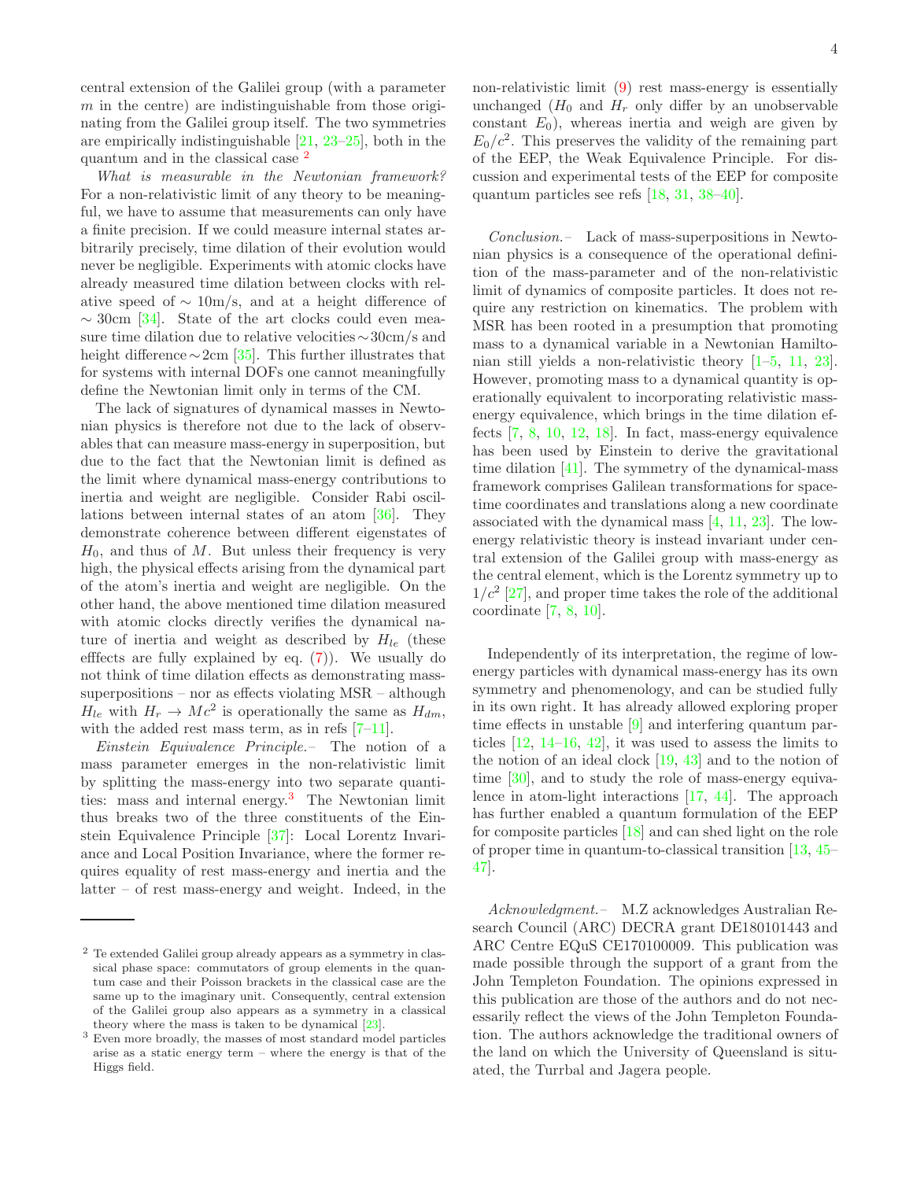central extension of the Galilei group (with a parameter $m$ in the centre) are indistinguishable from those originating from the Galilei group itself. The two symmetries are empirically indistinguishable [21, 23–25], both in the quantum and in the classical case [2]

*What is measurable in the Newtonian framework?* For a non-relativistic limit of any theory to be meaningful, we have to assume that measurements can only have a finite precision. If we could measure internal states arbitrarily precisely, time dilation of their evolution would never be negligible. Experiments with atomic clocks have already measured time dilation between clocks with relative speed of $\sim$ 10m/s, and at a height difference of $\sim$ 30cm [34]. State of the art clocks could even measure time dilation due to relative velocities$\sim$30cm/s and height difference$\sim$2cm [35]. This further illustrates that for systems with internal DOFs one cannot meaningfully define the Newtonian limit only in terms of the CM.

The lack of signatures of dynamical masses in Newtonian physics is therefore not due to the lack of observables that can measure mass-energy in superposition, but due to the fact that the Newtonian limit is defined as the limit where dynamical mass-energy contributions to inertia and weight are negligible. Consider Rabi oscillations between internal states of an atom [36]. They demonstrate coherence between different eigenstates of $H_0$, and thus of $M$. But unless their frequency is very high, the physical effects arising from the dynamical part of the atom's inertia and weight are negligible. On the other hand, the above mentioned time dilation measured with atomic clocks directly verifies the dynamical nature of inertia and weight as described by $H_{le}$ (these efffects are fully explained by eq. (7)). We usually do not think of time dilation effects as demonstrating mass-superpositions – nor as effects violating MSR – although $H_{le}$ with $H_r \to Mc^2$ is operationally the same as $H_{dm}$, with the added rest mass term, as in refs [7–11].

*Einstein Equivalence Principle.–* The notion of a mass parameter emerges in the non-relativistic limit by splitting the mass-energy into two separate quantities: mass and internal energy.[3] The Newtonian limit thus breaks two of the three constituents of the Einstein Equivalence Principle [37]: Local Lorentz Invariance and Local Position Invariance, where the former requires equality of rest mass-energy and inertia and the latter – of rest mass-energy and weight. Indeed, in the non-relativistic limit (9) rest mass-energy is essentially unchanged ($H_0$ and $H_r$ only differ by an unobservable constant $E_0$), whereas inertia and weigh are given by $E_0/c^2$. This preserves the validity of the remaining part of the EEP, the Weak Equivalence Principle. For discussion and experimental tests of the EEP for composite quantum particles see refs [18, 31, 38–40].

*Conclusion.–* Lack of mass-superpositions in Newtonian physics is a consequence of the operational definition of the mass-parameter and of the non-relativistic limit of dynamics of composite particles. It does not require any restriction on kinematics. The problem with MSR has been rooted in a presumption that promoting mass to a dynamical variable in a Newtonian Hamiltonian still yields a non-relativistic theory [1–5, 11, 23]. However, promoting mass to a dynamical quantity is operationally equivalent to incorporating relativistic mass-energy equivalence, which brings in the time dilation effects [7, 8, 10, 12, 18]. In fact, mass-energy equivalence has been used by Einstein to derive the gravitational time dilation [41]. The symmetry of the dynamical-mass framework comprises Galilean transformations for spacetime coordinates and translations along a new coordinate associated with the dynamical mass [4, 11, 23]. The low-energy relativistic theory is instead invariant under central extension of the Galilei group with mass-energy as the central element, which is the Lorentz symmetry up to $1/c^2$ [27], and proper time takes the role of the additional coordinate [7, 8, 10].

Independently of its interpretation, the regime of low-energy particles with dynamical mass-energy has its own symmetry and phenomenology, and can be studied fully in its own right. It has already allowed exploring proper time effects in unstable [9] and interfering quantum particles [12, 14–16, 42], it was used to assess the limits to the notion of an ideal clock [19, 43] and to the notion of time [30], and to study the role of mass-energy equivalence in atom-light interactions [17, 44]. The approach has further enabled a quantum formulation of the EEP for composite particles [18] and can shed light on the role of proper time in quantum-to-classical transition [13, 45–47].

*Acknowledgment.–* M.Z acknowledges Australian Research Council (ARC) DECRA grant DE180101443 and ARC Centre EQuS CE170100009. This publication was made possible through the support of a grant from the John Templeton Foundation. The opinions expressed in this publication are those of the authors and do not necessarily reflect the views of the John Templeton Foundation. The authors acknowledge the traditional owners of the land on which the University of Queensland is situated, the Turrbal and Jagera people.

---

[2] Te extended Galilei group already appears as a symmetry in classical phase space: commutators of group elements in the quantum case and their Poisson brackets in the classical case are the same up to the imaginary unit. Consequently, central extension of the Galilei group also appears as a symmetry in a classical theory where the mass is taken to be dynamical [23].

[3] Even more broadly, the masses of most standard model particles arise as a static energy term – where the energy is that of the Higgs field.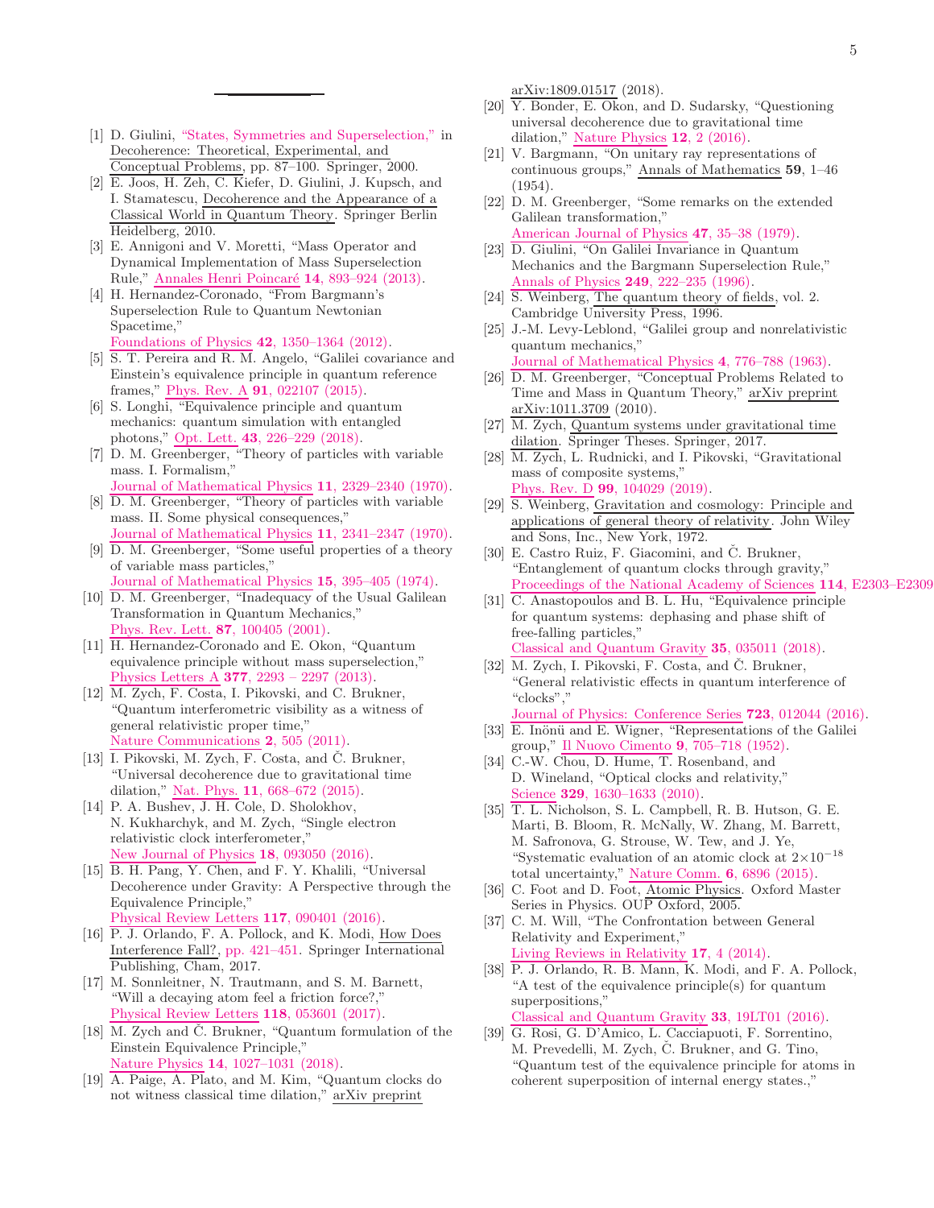[1] D. Giulini, "States, Symmetries and Superselection," in Decoherence: Theoretical, Experimental, and Conceptual Problems, pp. 87–100. Springer, 2000.

[2] E. Joos, H. Zeh, C. Kiefer, D. Giulini, J. Kupsch, and I. Stamatescu, Decoherence and the Appearance of a Classical World in Quantum Theory. Springer Berlin Heidelberg, 2010.

[3] E. Annigoni and V. Moretti, "Mass Operator and Dynamical Implementation of Mass Superselection Rule," Annales Henri Poincaré **14**, 893–924 (2013).

[4] H. Hernandez-Coronado, "From Bargmann's Superselection Rule to Quantum Newtonian Spacetime," Foundations of Physics **42**, 1350–1364 (2012).

[5] S. T. Pereira and R. M. Angelo, "Galilei covariance and Einstein's equivalence principle in quantum reference frames," Phys. Rev. A **91**, 022107 (2015).

[6] S. Longhi, "Equivalence principle and quantum mechanics: quantum simulation with entangled photons," Opt. Lett. **43**, 226–229 (2018).

[7] D. M. Greenberger, "Theory of particles with variable mass. I. Formalism," Journal of Mathematical Physics **11**, 2329–2340 (1970).

[8] D. M. Greenberger, "Theory of particles with variable mass. II. Some physical consequences," Journal of Mathematical Physics **11**, 2341–2347 (1970).

[9] D. M. Greenberger, "Some useful properties of a theory of variable mass particles," Journal of Mathematical Physics **15**, 395–405 (1974).

[10] D. M. Greenberger, "Inadequacy of the Usual Galilean Transformation in Quantum Mechanics," Phys. Rev. Lett. **87**, 100405 (2001).

[11] H. Hernandez-Coronado and E. Okon, "Quantum equivalence principle without mass superselection," Physics Letters A **377**, 2293 – 2297 (2013).

[12] M. Zych, F. Costa, I. Pikovski, and C. Brukner, "Quantum interferometric visibility as a witness of general relativistic proper time," Nature Communications **2**, 505 (2011).

[13] I. Pikovski, M. Zych, F. Costa, and Č. Brukner, "Universal decoherence due to gravitational time dilation," Nat. Phys. **11**, 668–672 (2015).

[14] P. A. Bushev, J. H. Cole, D. Sholokhov, N. Kukharchyk, and M. Zych, "Single electron relativistic clock interferometer," New Journal of Physics **18**, 093050 (2016).

[15] B. H. Pang, Y. Chen, and F. Y. Khalili, "Universal Decoherence under Gravity: A Perspective through the Equivalence Principle," Physical Review Letters **117**, 090401 (2016).

[16] P. J. Orlando, F. A. Pollock, and K. Modi, How Does Interference Fall?, pp. 421–451. Springer International Publishing, Cham, 2017.

[17] M. Sonnleitner, N. Trautmann, and S. M. Barnett, "Will a decaying atom feel a friction force?," Physical Review Letters **118**, 053601 (2017).

[18] M. Zych and Č. Brukner, "Quantum formulation of the Einstein Equivalence Principle," Nature Physics **14**, 1027–1031 (2018).

[19] A. Paige, A. Plato, and M. Kim, "Quantum clocks do not witness classical time dilation," arXiv preprint arXiv:1809.01517 (2018).

[20] Y. Bonder, E. Okon, and D. Sudarsky, "Questioning universal decoherence due to gravitational time dilation," Nature Physics **12**, 2 (2016).

[21] V. Bargmann, "On unitary ray representations of continuous groups," Annals of Mathematics **59**, 1–46 (1954).

[22] D. M. Greenberger, "Some remarks on the extended Galilean transformation," American Journal of Physics **47**, 35–38 (1979).

[23] D. Giulini, "On Galilei Invariance in Quantum Mechanics and the Bargmann Superselection Rule," Annals of Physics **249**, 222–235 (1996).

[24] S. Weinberg, The quantum theory of fields, vol. 2. Cambridge University Press, 1996.

[25] J.-M. Levy-Leblond, "Galilei group and nonrelativistic quantum mechanics," Journal of Mathematical Physics **4**, 776–788 (1963).

[26] D. M. Greenberger, "Conceptual Problems Related to Time and Mass in Quantum Theory," arXiv preprint arXiv:1011.3709 (2010).

[27] M. Zych, Quantum systems under gravitational time dilation. Springer Theses. Springer, 2017.

[28] M. Zych, L. Rudnicki, and I. Pikovski, "Gravitational mass of composite systems," Phys. Rev. D **99**, 104029 (2019).

[29] S. Weinberg, Gravitation and cosmology: Principle and applications of general theory of relativity. John Wiley and Sons, Inc., New York, 1972.

[30] E. Castro Ruiz, F. Giacomini, and Č. Brukner, "Entanglement of quantum clocks through gravity," Proceedings of the National Academy of Sciences **114**, E2303–E2309

[31] C. Anastopoulos and B. L. Hu, "Equivalence principle for quantum systems: dephasing and phase shift of free-falling particles," Classical and Quantum Gravity **35**, 035011 (2018).

[32] M. Zych, I. Pikovski, F. Costa, and Č. Brukner, "General relativistic effects in quantum interference of "clocks"," Journal of Physics: Conference Series **723**, 012044 (2016).

[33] E. Inönü and E. Wigner, "Representations of the Galilei group," Il Nuovo Cimento **9**, 705–718 (1952).

[34] C.-W. Chou, D. Hume, T. Rosenband, and D. Wineland, "Optical clocks and relativity," Science **329**, 1630–1633 (2010).

[35] T. L. Nicholson, S. L. Campbell, R. B. Hutson, G. E. Marti, B. Bloom, R. McNally, W. Zhang, M. Barrett, M. Safronova, G. Strouse, W. Tew, and J. Ye, "Systematic evaluation of an atomic clock at $2{\times}10^{-18}$ total uncertainty," Nature Comm. **6**, 6896 (2015).

[36] C. Foot and D. Foot, Atomic Physics. Oxford Master Series in Physics. OUP Oxford, 2005.

[37] C. M. Will, "The Confrontation between General Relativity and Experiment," Living Reviews in Relativity **17**, 4 (2014).

[38] P. J. Orlando, R. B. Mann, K. Modi, and F. A. Pollock, "A test of the equivalence principle(s) for quantum superpositions," Classical and Quantum Gravity **33**, 19LT01 (2016).

[39] G. Rosi, G. D'Amico, L. Cacciapuoti, F. Sorrentino, M. Prevedelli, M. Zych, Č. Brukner, and G. Tino, "Quantum test of the equivalence principle for atoms in coherent superposition of internal energy states.,"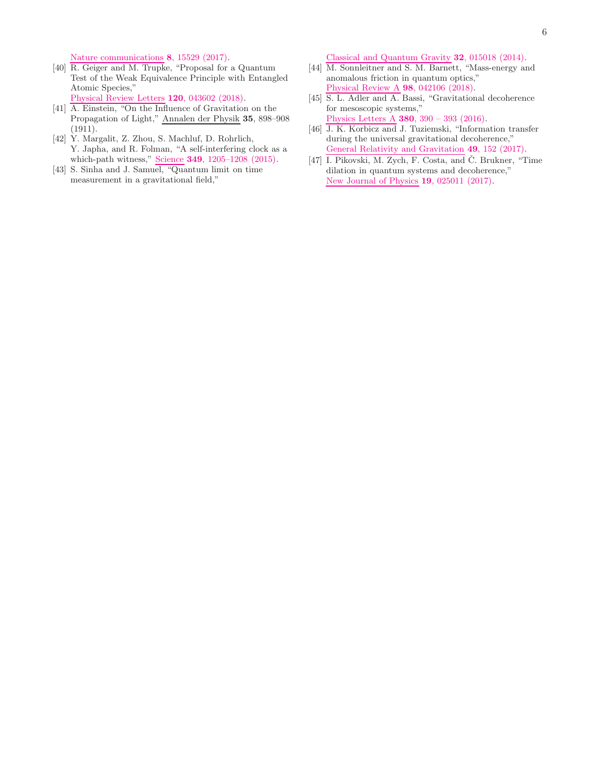Nature communications **8**, 15529 (2017).

[40] R. Geiger and M. Trupke, "Proposal for a Quantum Test of the Weak Equivalence Principle with Entangled Atomic Species," Physical Review Letters **120**, 043602 (2018).

[41] A. Einstein, "On the Influence of Gravitation on the Propagation of Light," Annalen der Physik **35**, 898–908 (1911).

[42] Y. Margalit, Z. Zhou, S. Machluf, D. Rohrlich, Y. Japha, and R. Folman, "A self-interfering clock as a which-path witness," Science **349**, 1205–1208 (2015).

[43] S. Sinha and J. Samuel, "Quantum limit on time measurement in a gravitational field," Classical and Quantum Gravity **32**, 015018 (2014).

[44] M. Sonnleitner and S. M. Barnett, "Mass-energy and anomalous friction in quantum optics," Physical Review A **98**, 042106 (2018).

[45] S. L. Adler and A. Bassi, "Gravitational decoherence for mesoscopic systems," Physics Letters A **380**, 390 – 393 (2016).

[46] J. K. Korbicz and J. Tuziemski, "Information transfer during the universal gravitational decoherence," General Relativity and Gravitation **49**, 152 (2017).

[47] I. Pikovski, M. Zych, F. Costa, and Č. Brukner, "Time dilation in quantum systems and decoherence," New Journal of Physics **19**, 025011 (2017).